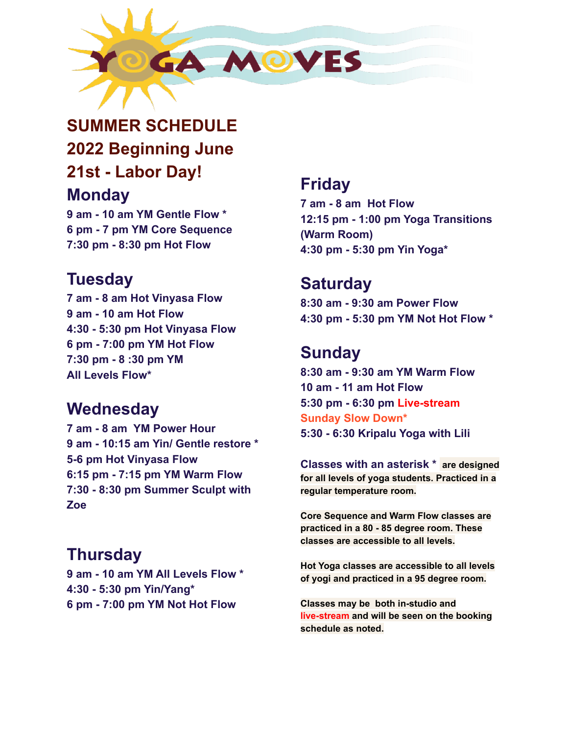# YOGA MOVES

## SUMMER SCHEDULE 2022 Beginning June 21st - Labor Day!

## Monday

**9 am - 10 am YM Gentle Flow \***
**6 pm - 7 pm YM Core Sequence**
**7:30 pm - 8:30 pm Hot Flow**

## Tuesday

**7 am - 8 am Hot Vinyasa Flow**
**9 am - 10 am Hot Flow**
**4:30 - 5:30 pm Hot Vinyasa Flow**
**6 pm - 7:00 pm YM Hot Flow**
**7:30 pm - 8 :30 pm YM All Levels Flow\***

## Wednesday

**7 am - 8 am YM Power Hour**
**9 am - 10:15 am Yin/ Gentle restore \***
**5-6 pm Hot Vinyasa Flow**
**6:15 pm - 7:15 pm YM Warm Flow**
**7:30 - 8:30 pm Summer Sculpt with Zoe**

## Thursday

**9 am - 10 am YM All Levels Flow \***
**4:30 - 5:30 pm Yin/Yang\***
**6 pm - 7:00 pm YM Not Hot Flow**

## Friday

**7 am - 8 am Hot Flow**
**12:15 pm - 1:00 pm Yoga Transitions (Warm Room)**
**4:30 pm - 5:30 pm Yin Yoga\***

## Saturday

**8:30 am - 9:30 am Power Flow**
**4:30 pm - 5:30 pm YM Not Hot Flow \***

## Sunday

**8:30 am - 9:30 am YM Warm Flow**
**10 am - 11 am Hot Flow**
**5:30 pm - 6:30 pm Live-stream Sunday Slow Down\***
**5:30 - 6:30 Kripalu Yoga with Lili**

**Classes with an asterisk \* are designed for all levels of yoga students. Practiced in a regular temperature room.**

**Core Sequence and Warm Flow classes are practiced in a 80 - 85 degree room. These classes are accessible to all levels.**

**Hot Yoga classes are accessible to all levels of yogi and practiced in a 95 degree room.**

**Classes may be both in-studio and live-stream and will be seen on the booking schedule as noted.**